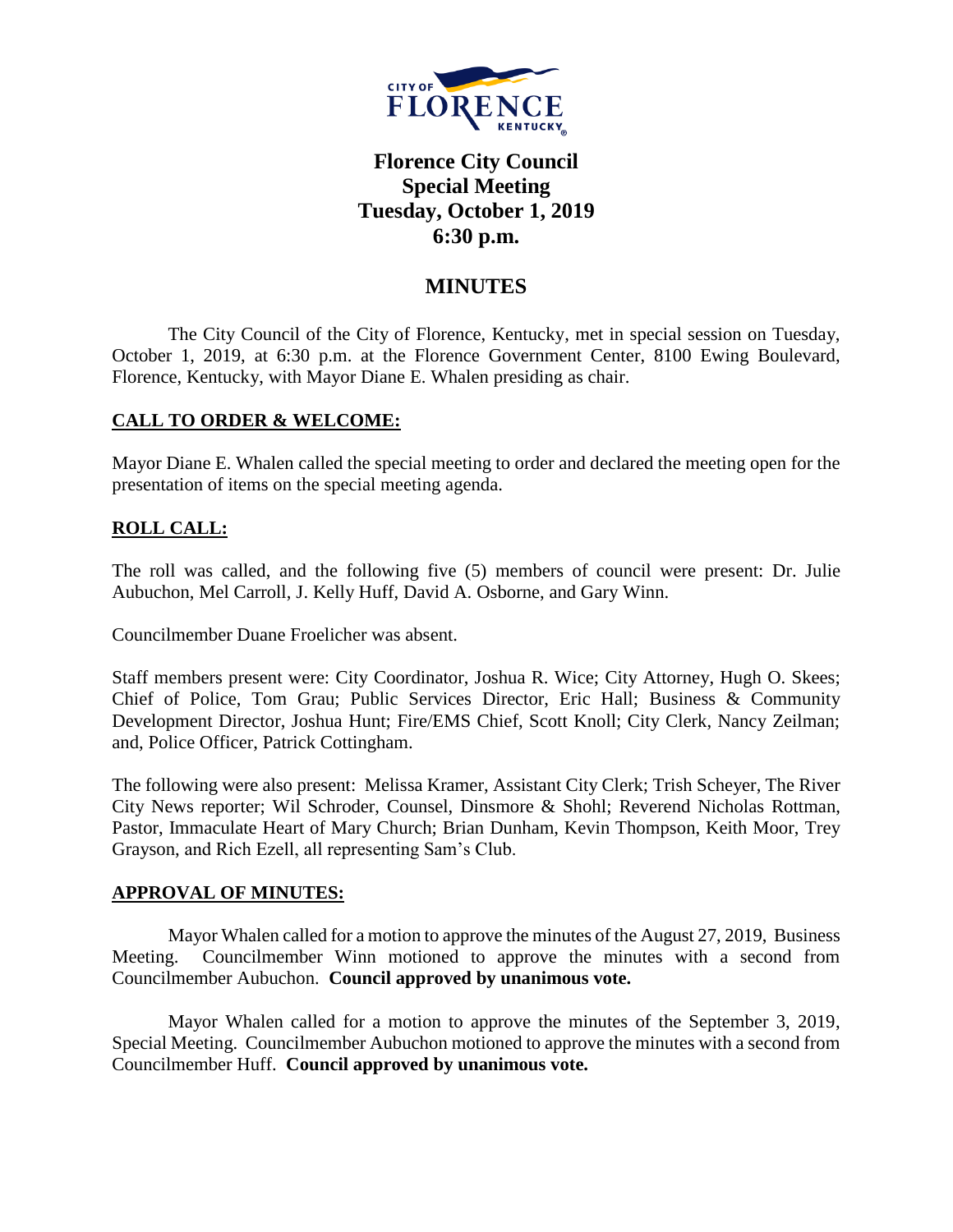# Florence City Council
## Special Meeting
## Tuesday, October 1, 2019
## 6:30 p.m.

## MINUTES

The City Council of the City of Florence, Kentucky, met in special session on Tuesday, October 1, 2019, at 6:30 p.m. at the Florence Government Center, 8100 Ewing Boulevard, Florence, Kentucky, with Mayor Diane E. Whalen presiding as chair.

### CALL TO ORDER & WELCOME:

Mayor Diane E. Whalen called the special meeting to order and declared the meeting open for the presentation of items on the special meeting agenda.

### ROLL CALL:

The roll was called, and the following five (5) members of council were present: Dr. Julie Aubuchon, Mel Carroll, J. Kelly Huff, David A. Osborne, and Gary Winn.

Councilmember Duane Froelicher was absent.

Staff members present were: City Coordinator, Joshua R. Wice; City Attorney, Hugh O. Skees; Chief of Police, Tom Grau; Public Services Director, Eric Hall; Business & Community Development Director, Joshua Hunt; Fire/EMS Chief, Scott Knoll; City Clerk, Nancy Zeilman; and, Police Officer, Patrick Cottingham.

The following were also present: Melissa Kramer, Assistant City Clerk; Trish Scheyer, The River City News reporter; Wil Schroder, Counsel, Dinsmore & Shohl; Reverend Nicholas Rottman, Pastor, Immaculate Heart of Mary Church; Brian Dunham, Kevin Thompson, Keith Moor, Trey Grayson, and Rich Ezell, all representing Sam's Club.

### APPROVAL OF MINUTES:

Mayor Whalen called for a motion to approve the minutes of the August 27, 2019, Business Meeting. Councilmember Winn motioned to approve the minutes with a second from Councilmember Aubuchon. **Council approved by unanimous vote.**

Mayor Whalen called for a motion to approve the minutes of the September 3, 2019, Special Meeting. Councilmember Aubuchon motioned to approve the minutes with a second from Councilmember Huff. **Council approved by unanimous vote.**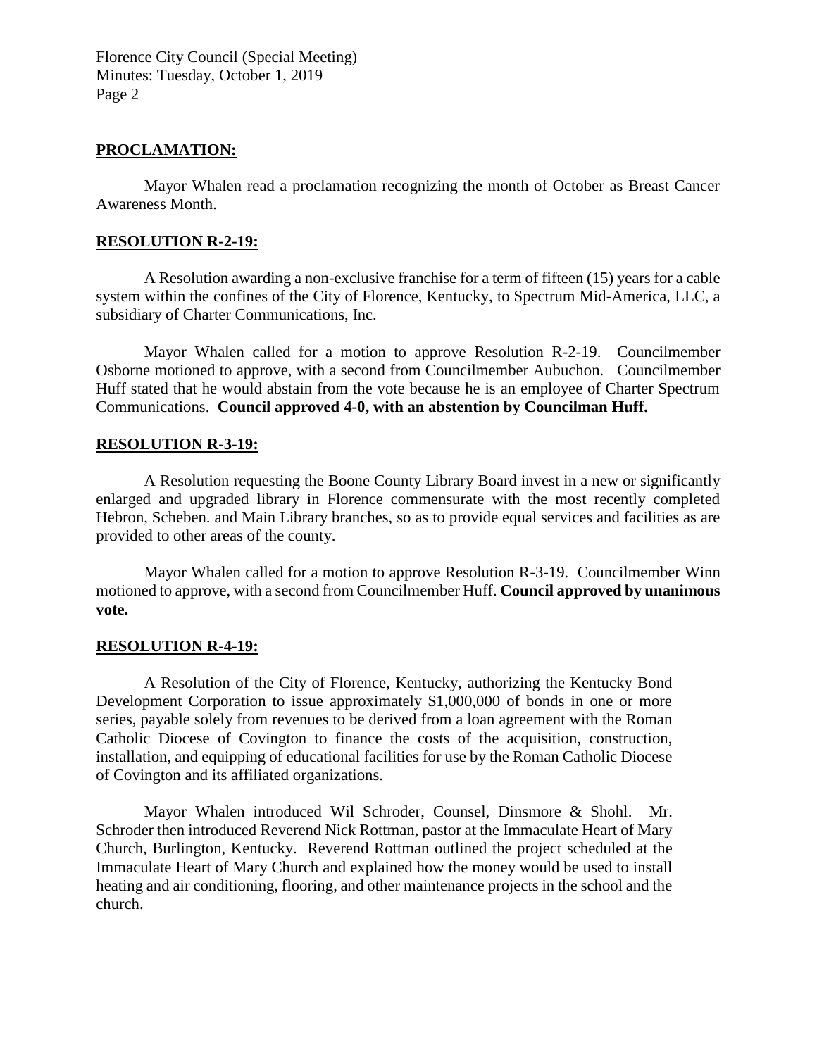## PROCLAMATION:

Mayor Whalen read a proclamation recognizing the month of October as Breast Cancer Awareness Month.

## RESOLUTION R-2-19:

A Resolution awarding a non-exclusive franchise for a term of fifteen (15) years for a cable system within the confines of the City of Florence, Kentucky, to Spectrum Mid-America, LLC, a subsidiary of Charter Communications, Inc.

Mayor Whalen called for a motion to approve Resolution R-2-19. Councilmember Osborne motioned to approve, with a second from Councilmember Aubuchon. Councilmember Huff stated that he would abstain from the vote because he is an employee of Charter Spectrum Communications. **Council approved 4-0, with an abstention by Councilman Huff.**

## RESOLUTION R-3-19:

A Resolution requesting the Boone County Library Board invest in a new or significantly enlarged and upgraded library in Florence commensurate with the most recently completed Hebron, Scheben. and Main Library branches, so as to provide equal services and facilities as are provided to other areas of the county.

Mayor Whalen called for a motion to approve Resolution R-3-19. Councilmember Winn motioned to approve, with a second from Councilmember Huff. **Council approved by unanimous vote.**

## RESOLUTION R-4-19:

A Resolution of the City of Florence, Kentucky, authorizing the Kentucky Bond Development Corporation to issue approximately $1,000,000 of bonds in one or more series, payable solely from revenues to be derived from a loan agreement with the Roman Catholic Diocese of Covington to finance the costs of the acquisition, construction, installation, and equipping of educational facilities for use by the Roman Catholic Diocese of Covington and its affiliated organizations.

Mayor Whalen introduced Wil Schroder, Counsel, Dinsmore & Shohl. Mr. Schroder then introduced Reverend Nick Rottman, pastor at the Immaculate Heart of Mary Church, Burlington, Kentucky. Reverend Rottman outlined the project scheduled at the Immaculate Heart of Mary Church and explained how the money would be used to install heating and air conditioning, flooring, and other maintenance projects in the school and the church.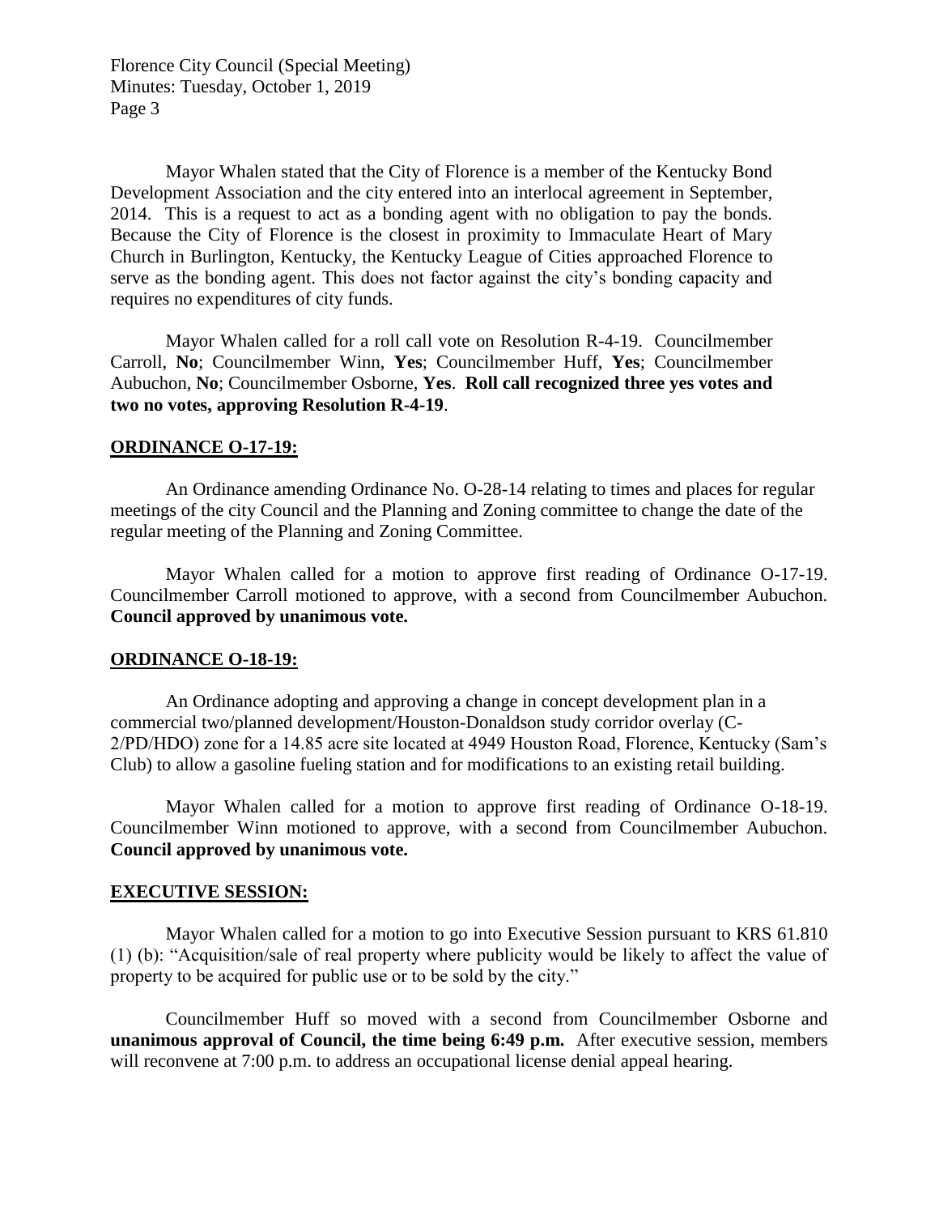Mayor Whalen stated that the City of Florence is a member of the Kentucky Bond Development Association and the city entered into an interlocal agreement in September, 2014. This is a request to act as a bonding agent with no obligation to pay the bonds. Because the City of Florence is the closest in proximity to Immaculate Heart of Mary Church in Burlington, Kentucky, the Kentucky League of Cities approached Florence to serve as the bonding agent. This does not factor against the city's bonding capacity and requires no expenditures of city funds.

Mayor Whalen called for a roll call vote on Resolution R-4-19. Councilmember Carroll, **No**; Councilmember Winn, **Yes**; Councilmember Huff, **Yes**; Councilmember Aubuchon, **No**; Councilmember Osborne, **Yes**. **Roll call recognized three yes votes and two no votes, approving Resolution R-4-19**.

## ORDINANCE O-17-19:

An Ordinance amending Ordinance No. O-28-14 relating to times and places for regular meetings of the city Council and the Planning and Zoning committee to change the date of the regular meeting of the Planning and Zoning Committee.

Mayor Whalen called for a motion to approve first reading of Ordinance O-17-19. Councilmember Carroll motioned to approve, with a second from Councilmember Aubuchon. **Council approved by unanimous vote.**

## ORDINANCE O-18-19:

An Ordinance adopting and approving a change in concept development plan in a commercial two/planned development/Houston-Donaldson study corridor overlay (C-2/PD/HDO) zone for a 14.85 acre site located at 4949 Houston Road, Florence, Kentucky (Sam's Club) to allow a gasoline fueling station and for modifications to an existing retail building.

Mayor Whalen called for a motion to approve first reading of Ordinance O-18-19. Councilmember Winn motioned to approve, with a second from Councilmember Aubuchon. **Council approved by unanimous vote.**

## EXECUTIVE SESSION:

Mayor Whalen called for a motion to go into Executive Session pursuant to KRS 61.810 (1) (b): "Acquisition/sale of real property where publicity would be likely to affect the value of property to be acquired for public use or to be sold by the city."

Councilmember Huff so moved with a second from Councilmember Osborne and **unanimous approval of Council, the time being 6:49 p.m.** After executive session, members will reconvene at 7:00 p.m. to address an occupational license denial appeal hearing.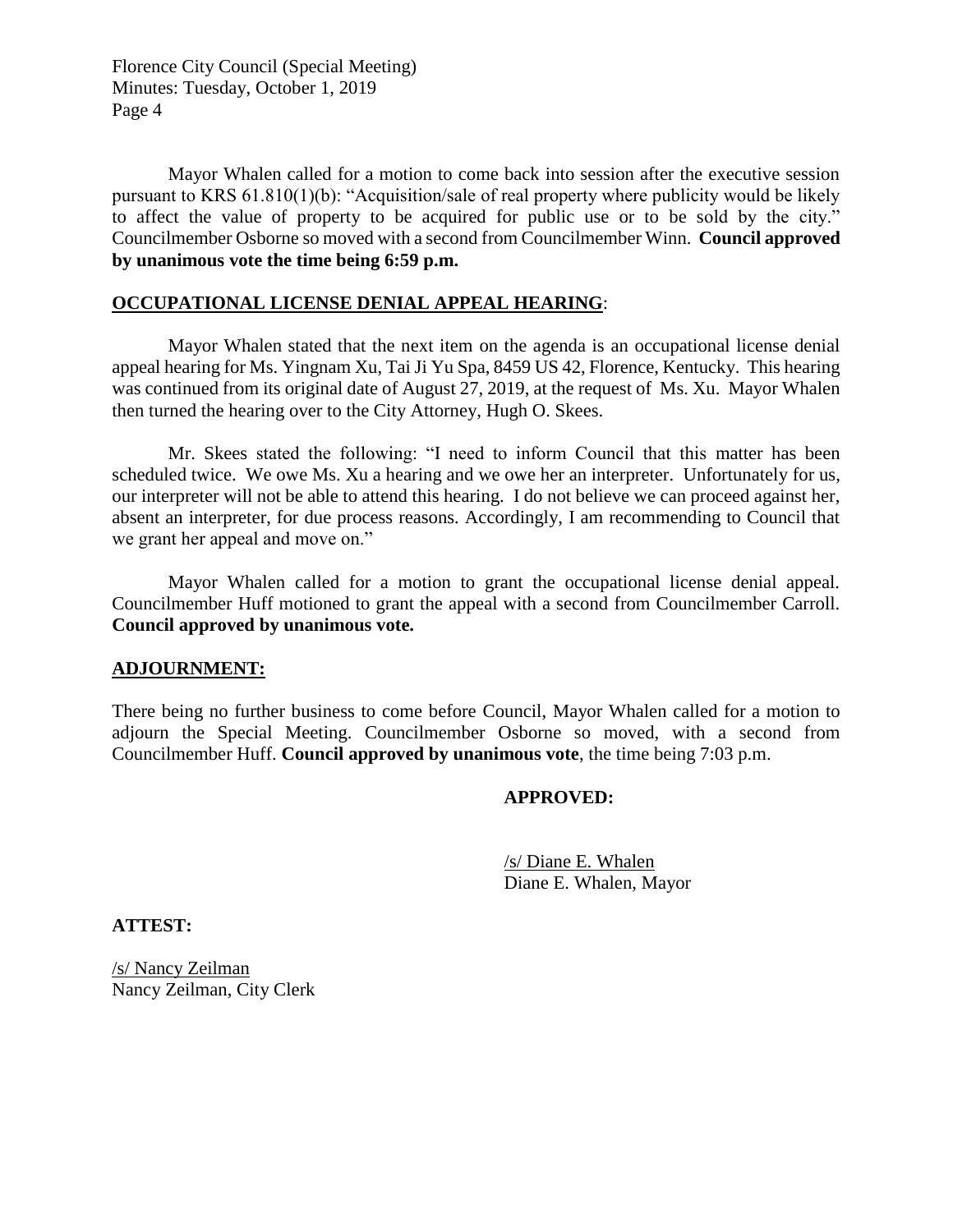Mayor Whalen called for a motion to come back into session after the executive session pursuant to KRS 61.810(1)(b): "Acquisition/sale of real property where publicity would be likely to affect the value of property to be acquired for public use or to be sold by the city." Councilmember Osborne so moved with a second from Councilmember Winn. **Council approved by unanimous vote the time being 6:59 p.m.**

**OCCUPATIONAL LICENSE DENIAL APPEAL HEARING**:

Mayor Whalen stated that the next item on the agenda is an occupational license denial appeal hearing for Ms. Yingnam Xu, Tai Ji Yu Spa, 8459 US 42, Florence, Kentucky. This hearing was continued from its original date of August 27, 2019, at the request of Ms. Xu. Mayor Whalen then turned the hearing over to the City Attorney, Hugh O. Skees.

Mr. Skees stated the following: "I need to inform Council that this matter has been scheduled twice. We owe Ms. Xu a hearing and we owe her an interpreter. Unfortunately for us, our interpreter will not be able to attend this hearing. I do not believe we can proceed against her, absent an interpreter, for due process reasons. Accordingly, I am recommending to Council that we grant her appeal and move on."

Mayor Whalen called for a motion to grant the occupational license denial appeal. Councilmember Huff motioned to grant the appeal with a second from Councilmember Carroll. **Council approved by unanimous vote.**

**ADJOURNMENT:**

There being no further business to come before Council, Mayor Whalen called for a motion to adjourn the Special Meeting. Councilmember Osborne so moved, with a second from Councilmember Huff. **Council approved by unanimous vote**, the time being 7:03 p.m.

**APPROVED:**

/s/ Diane E. Whalen
Diane E. Whalen, Mayor

**ATTEST:**

/s/ Nancy Zeilman
Nancy Zeilman, City Clerk